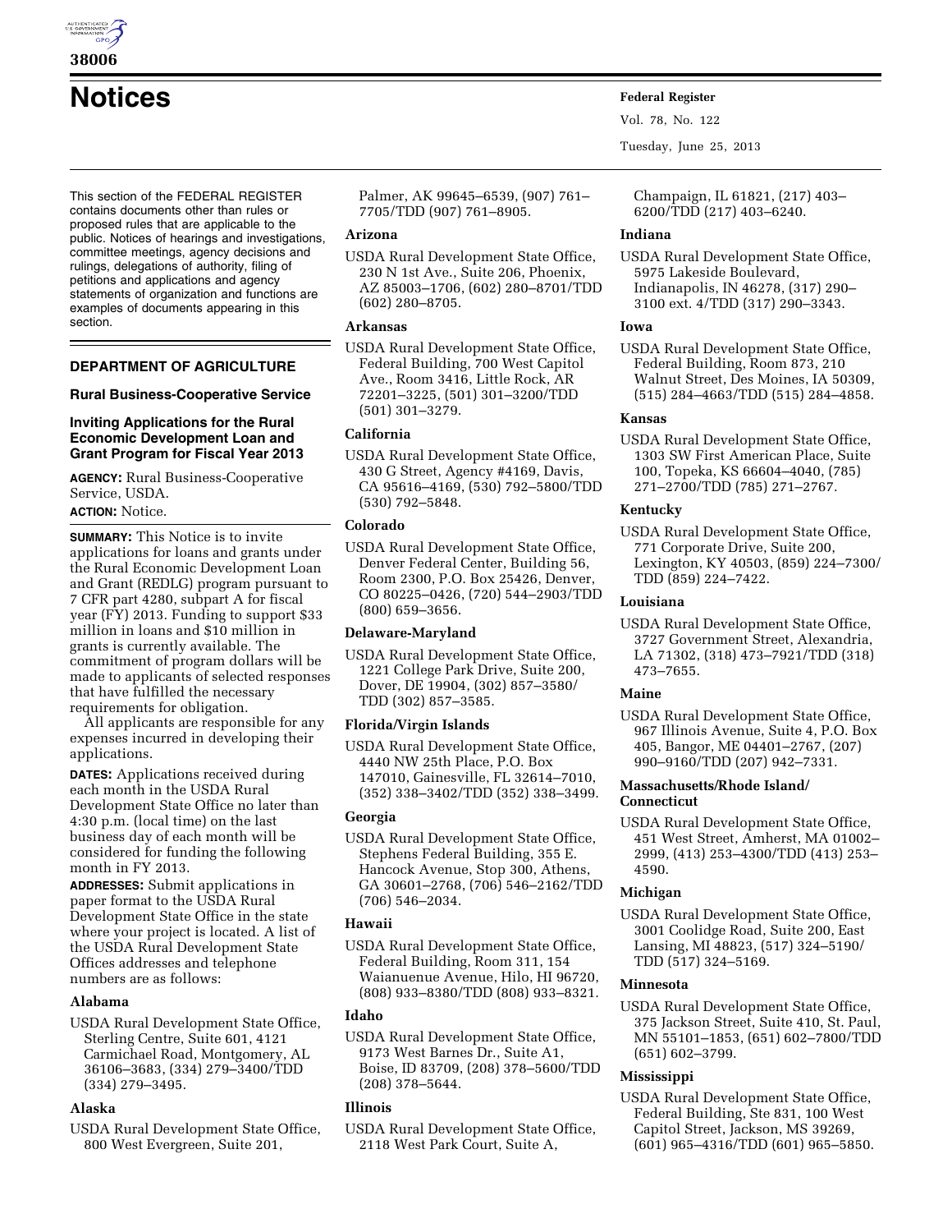# Notices

This section of the FEDERAL REGISTER contains documents other than rules or proposed rules that are applicable to the public. Notices of hearings and investigations, committee meetings, agency decisions and rulings, delegations of authority, filing of petitions and applications and agency statements of organization and functions are examples of documents appearing in this section.

## DEPARTMENT OF AGRICULTURE

### Rural Business-Cooperative Service

### Inviting Applications for the Rural Economic Development Loan and Grant Program for Fiscal Year 2013

**AGENCY:** Rural Business-Cooperative Service, USDA.

**ACTION:** Notice.

**SUMMARY:** This Notice is to invite applications for loans and grants under the Rural Economic Development Loan and Grant (REDLG) program pursuant to 7 CFR part 4280, subpart A for fiscal year (FY) 2013. Funding to support $33 million in loans and $10 million in grants is currently available. The commitment of program dollars will be made to applicants of selected responses that have fulfilled the necessary requirements for obligation.

All applicants are responsible for any expenses incurred in developing their applications.

**DATES:** Applications received during each month in the USDA Rural Development State Office no later than 4:30 p.m. (local time) on the last business day of each month will be considered for funding the following month in FY 2013.

**ADDRESSES:** Submit applications in paper format to the USDA Rural Development State Office in the state where your project is located. A list of the USDA Rural Development State Offices addresses and telephone numbers are as follows:

**Alabama**

USDA Rural Development State Office, Sterling Centre, Suite 601, 4121 Carmichael Road, Montgomery, AL 36106–3683, (334) 279–3400/TDD (334) 279–3495.

**Alaska**

USDA Rural Development State Office, 800 West Evergreen, Suite 201, Palmer, AK 99645–6539, (907) 761–7705/TDD (907) 761–8905.

**Arizona**

USDA Rural Development State Office, 230 N 1st Ave., Suite 206, Phoenix, AZ 85003–1706, (602) 280–8701/TDD (602) 280–8705.

**Arkansas**

USDA Rural Development State Office, Federal Building, 700 West Capitol Ave., Room 3416, Little Rock, AR 72201–3225, (501) 301–3200/TDD (501) 301–3279.

**California**

USDA Rural Development State Office, 430 G Street, Agency #4169, Davis, CA 95616–4169, (530) 792–5800/TDD (530) 792–5848.

**Colorado**

USDA Rural Development State Office, Denver Federal Center, Building 56, Room 2300, P.O. Box 25426, Denver, CO 80225–0426, (720) 544–2903/TDD (800) 659–3656.

**Delaware-Maryland**

USDA Rural Development State Office, 1221 College Park Drive, Suite 200, Dover, DE 19904, (302) 857–3580/TDD (302) 857–3585.

**Florida/Virgin Islands**

USDA Rural Development State Office, 4440 NW 25th Place, P.O. Box 147010, Gainesville, FL 32614–7010, (352) 338–3402/TDD (352) 338–3499.

**Georgia**

USDA Rural Development State Office, Stephens Federal Building, 355 E. Hancock Avenue, Stop 300, Athens, GA 30601–2768, (706) 546–2162/TDD (706) 546–2034.

**Hawaii**

USDA Rural Development State Office, Federal Building, Room 311, 154 Waianuenue Avenue, Hilo, HI 96720, (808) 933–8380/TDD (808) 933–8321.

**Idaho**

USDA Rural Development State Office, 9173 West Barnes Dr., Suite A1, Boise, ID 83709, (208) 378–5600/TDD (208) 378–5644.

**Illinois**

USDA Rural Development State Office, 2118 West Park Court, Suite A, Champaign, IL 61821, (217) 403–6200/TDD (217) 403–6240.

**Indiana**

USDA Rural Development State Office, 5975 Lakeside Boulevard, Indianapolis, IN 46278, (317) 290–3100 ext. 4/TDD (317) 290–3343.

**Iowa**

USDA Rural Development State Office, Federal Building, Room 873, 210 Walnut Street, Des Moines, IA 50309, (515) 284–4663/TDD (515) 284–4858.

**Kansas**

USDA Rural Development State Office, 1303 SW First American Place, Suite 100, Topeka, KS 66604–4040, (785) 271–2700/TDD (785) 271–2767.

**Kentucky**

USDA Rural Development State Office, 771 Corporate Drive, Suite 200, Lexington, KY 40503, (859) 224–7300/TDD (859) 224–7422.

**Louisiana**

USDA Rural Development State Office, 3727 Government Street, Alexandria, LA 71302, (318) 473–7921/TDD (318) 473–7655.

**Maine**

USDA Rural Development State Office, 967 Illinois Avenue, Suite 4, P.O. Box 405, Bangor, ME 04401–2767, (207) 990–9160/TDD (207) 942–7331.

**Massachusetts/Rhode Island/Connecticut**

USDA Rural Development State Office, 451 West Street, Amherst, MA 01002–2999, (413) 253–4300/TDD (413) 253–4590.

**Michigan**

USDA Rural Development State Office, 3001 Coolidge Road, Suite 200, East Lansing, MI 48823, (517) 324–5190/TDD (517) 324–5169.

**Minnesota**

USDA Rural Development State Office, 375 Jackson Street, Suite 410, St. Paul, MN 55101–1853, (651) 602–7800/TDD (651) 602–3799.

**Mississippi**

USDA Rural Development State Office, Federal Building, Ste 831, 100 West Capitol Street, Jackson, MS 39269, (601) 965–4316/TDD (601) 965–5850.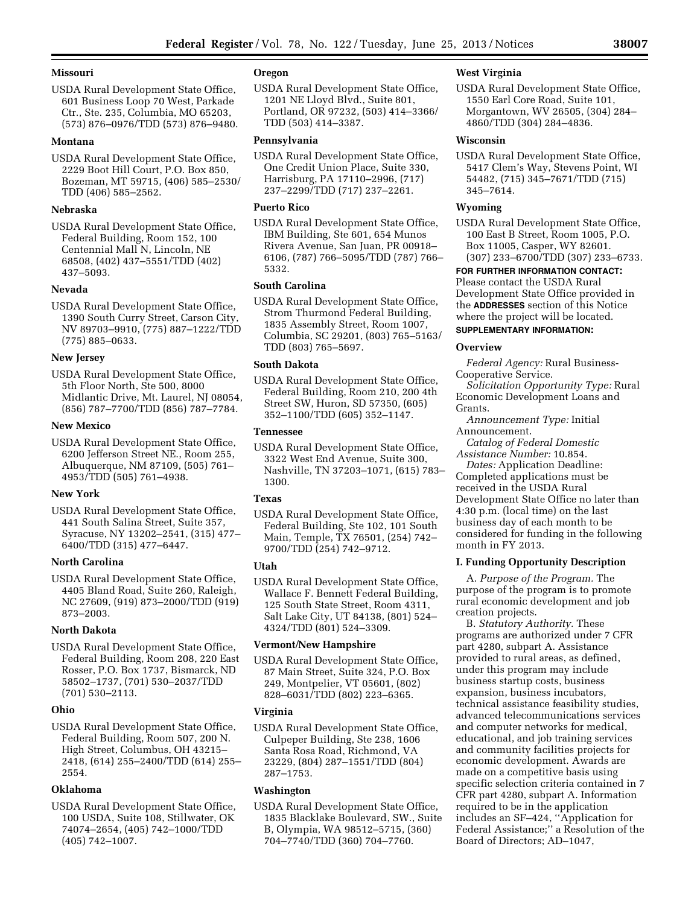### Missouri

USDA Rural Development State Office, 601 Business Loop 70 West, Parkade Ctr., Ste. 235, Columbia, MO 65203, (573) 876–0976/TDD (573) 876–9480.

### Montana

USDA Rural Development State Office, 2229 Boot Hill Court, P.O. Box 850, Bozeman, MT 59715, (406) 585–2530/TDD (406) 585–2562.

### Nebraska

USDA Rural Development State Office, Federal Building, Room 152, 100 Centennial Mall N, Lincoln, NE 68508, (402) 437–5551/TDD (402) 437–5093.

### Nevada

USDA Rural Development State Office, 1390 South Curry Street, Carson City, NV 89703–9910, (775) 887–1222/TDD (775) 885–0633.

### New Jersey

USDA Rural Development State Office, 5th Floor North, Ste 500, 8000 Midlantic Drive, Mt. Laurel, NJ 08054, (856) 787–7700/TDD (856) 787–7784.

### New Mexico

USDA Rural Development State Office, 6200 Jefferson Street NE., Room 255, Albuquerque, NM 87109, (505) 761–4953/TDD (505) 761–4938.

### New York

USDA Rural Development State Office, 441 South Salina Street, Suite 357, Syracuse, NY 13202–2541, (315) 477–6400/TDD (315) 477–6447.

### North Carolina

USDA Rural Development State Office, 4405 Bland Road, Suite 260, Raleigh, NC 27609, (919) 873–2000/TDD (919) 873–2003.

### North Dakota

USDA Rural Development State Office, Federal Building, Room 208, 220 East Rosser, P.O. Box 1737, Bismarck, ND 58502–1737, (701) 530–2037/TDD (701) 530–2113.

### Ohio

USDA Rural Development State Office, Federal Building, Room 507, 200 N. High Street, Columbus, OH 43215–2418, (614) 255–2400/TDD (614) 255–2554.

### Oklahoma

USDA Rural Development State Office, 100 USDA, Suite 108, Stillwater, OK 74074–2654, (405) 742–1000/TDD (405) 742–1007.

### Oregon

USDA Rural Development State Office, 1201 NE Lloyd Blvd., Suite 801, Portland, OR 97232, (503) 414–3366/TDD (503) 414–3387.

### Pennsylvania

USDA Rural Development State Office, One Credit Union Place, Suite 330, Harrisburg, PA 17110–2996, (717) 237–2299/TDD (717) 237–2261.

### Puerto Rico

USDA Rural Development State Office, IBM Building, Ste 601, 654 Munos Rivera Avenue, San Juan, PR 00918–6106, (787) 766–5095/TDD (787) 766–5332.

### South Carolina

USDA Rural Development State Office, Strom Thurmond Federal Building, 1835 Assembly Street, Room 1007, Columbia, SC 29201, (803) 765–5163/TDD (803) 765–5697.

### South Dakota

USDA Rural Development State Office, Federal Building, Room 210, 200 4th Street SW, Huron, SD 57350, (605) 352–1100/TDD (605) 352–1147.

### Tennessee

USDA Rural Development State Office, 3322 West End Avenue, Suite 300, Nashville, TN 37203–1071, (615) 783–1300.

### Texas

USDA Rural Development State Office, Federal Building, Ste 102, 101 South Main, Temple, TX 76501, (254) 742–9700/TDD (254) 742–9712.

### Utah

USDA Rural Development State Office, Wallace F. Bennett Federal Building, 125 South State Street, Room 4311, Salt Lake City, UT 84138, (801) 524–4324/TDD (801) 524–3309.

### Vermont/New Hampshire

USDA Rural Development State Office, 87 Main Street, Suite 324, P.O. Box 249, Montpelier, VT 05601, (802) 828–6031/TDD (802) 223–6365.

### Virginia

USDA Rural Development State Office, Culpeper Building, Ste 238, 1606 Santa Rosa Road, Richmond, VA 23229, (804) 287–1551/TDD (804) 287–1753.

### Washington

USDA Rural Development State Office, 1835 Blacklake Boulevard, SW., Suite B, Olympia, WA 98512–5715, (360) 704–7740/TDD (360) 704–7760.

### West Virginia

USDA Rural Development State Office, 1550 Earl Core Road, Suite 101, Morgantown, WV 26505, (304) 284–4860/TDD (304) 284–4836.

### Wisconsin

USDA Rural Development State Office, 5417 Clem's Way, Stevens Point, WI 54482, (715) 345–7671/TDD (715) 345–7614.

### Wyoming

USDA Rural Development State Office, 100 East B Street, Room 1005, P.O. Box 11005, Casper, WY 82601. (307) 233–6700/TDD (307) 233–6733.

**FOR FURTHER INFORMATION CONTACT:** Please contact the USDA Rural Development State Office provided in the **ADDRESSES** section of this Notice where the project will be located.

**SUPPLEMENTARY INFORMATION:**

### Overview

*Federal Agency:* Rural Business-Cooperative Service.

*Solicitation Opportunity Type:* Rural Economic Development Loans and Grants.

*Announcement Type:* Initial Announcement.

*Catalog of Federal Domestic Assistance Number:* 10.854.

*Dates:* Application Deadline: Completed applications must be received in the USDA Rural Development State Office no later than 4:30 p.m. (local time) on the last business day of each month to be considered for funding in the following month in FY 2013.

### I. Funding Opportunity Description

A. *Purpose of the Program.* The purpose of the program is to promote rural economic development and job creation projects.

B. *Statutory Authority.* These programs are authorized under 7 CFR part 4280, subpart A. Assistance provided to rural areas, as defined, under this program may include business startup costs, business expansion, business incubators, technical assistance feasibility studies, advanced telecommunications services and computer networks for medical, educational, and job training services and community facilities projects for economic development. Awards are made on a competitive basis using specific selection criteria contained in 7 CFR part 4280, subpart A. Information required to be in the application includes an SF–424, "Application for Federal Assistance;" a Resolution of the Board of Directors; AD–1047,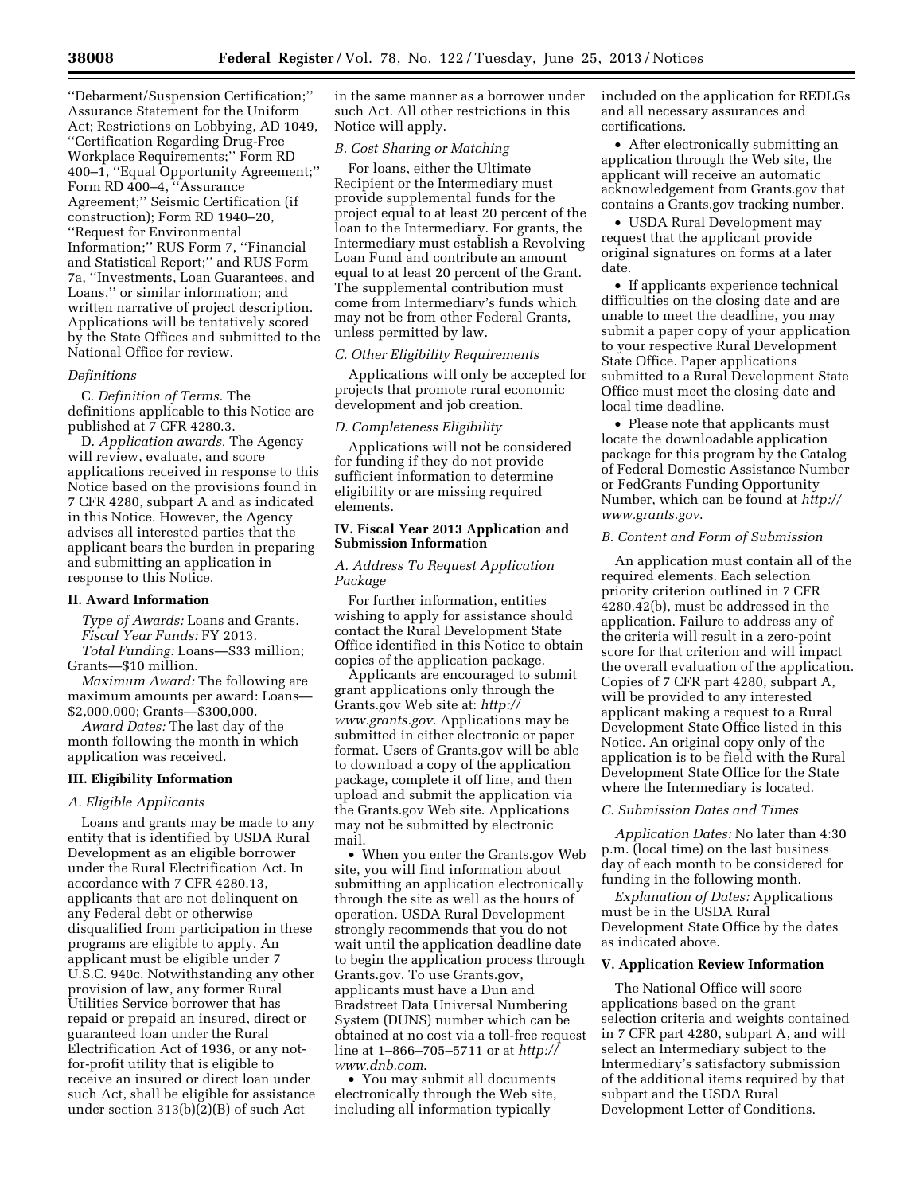''Debarment/Suspension Certification;'' Assurance Statement for the Uniform Act; Restrictions on Lobbying, AD 1049, ''Certification Regarding Drug-Free Workplace Requirements;'' Form RD 400–1, ''Equal Opportunity Agreement;'' Form RD 400–4, ''Assurance Agreement;'' Seismic Certification (if construction); Form RD 1940–20, ''Request for Environmental Information;'' RUS Form 7, ''Financial and Statistical Report;'' and RUS Form 7a, ''Investments, Loan Guarantees, and Loans,'' or similar information; and written narrative of project description. Applications will be tentatively scored by the State Offices and submitted to the National Office for review.

*Definitions*

C. *Definition of Terms.* The definitions applicable to this Notice are published at 7 CFR 4280.3.

D. *Application awards.* The Agency will review, evaluate, and score applications received in response to this Notice based on the provisions found in 7 CFR 4280, subpart A and as indicated in this Notice. However, the Agency advises all interested parties that the applicant bears the burden in preparing and submitting an application in response to this Notice.

## II. Award Information

*Type of Awards:* Loans and Grants.

*Fiscal Year Funds:* FY 2013.

*Total Funding:* Loans—$33 million; Grants—$10 million.

*Maximum Award:* The following are maximum amounts per award: Loans—$2,000,000; Grants—$300,000.

*Award Dates:* The last day of the month following the month in which application was received.

## III. Eligibility Information

### A. Eligible Applicants

Loans and grants may be made to any entity that is identified by USDA Rural Development as an eligible borrower under the Rural Electrification Act. In accordance with 7 CFR 4280.13, applicants that are not delinquent on any Federal debt or otherwise disqualified from participation in these programs are eligible to apply. An applicant must be eligible under 7 U.S.C. 940c. Notwithstanding any other provision of law, any former Rural Utilities Service borrower that has repaid or prepaid an insured, direct or guaranteed loan under the Rural Electrification Act of 1936, or any not-for-profit utility that is eligible to receive an insured or direct loan under such Act, shall be eligible for assistance under section 313(b)(2)(B) of such Act in the same manner as a borrower under such Act. All other restrictions in this Notice will apply.

### B. Cost Sharing or Matching

For loans, either the Ultimate Recipient or the Intermediary must provide supplemental funds for the project equal to at least 20 percent of the loan to the Intermediary. For grants, the Intermediary must establish a Revolving Loan Fund and contribute an amount equal to at least 20 percent of the Grant. The supplemental contribution must come from Intermediary's funds which may not be from other Federal Grants, unless permitted by law.

### C. Other Eligibility Requirements

Applications will only be accepted for projects that promote rural economic development and job creation.

### D. Completeness Eligibility

Applications will not be considered for funding if they do not provide sufficient information to determine eligibility or are missing required elements.

## IV. Fiscal Year 2013 Application and Submission Information

### A. Address To Request Application Package

For further information, entities wishing to apply for assistance should contact the Rural Development State Office identified in this Notice to obtain copies of the application package.

Applicants are encouraged to submit grant applications only through the Grants.gov Web site at: *http://www.grants.gov*. Applications may be submitted in either electronic or paper format. Users of Grants.gov will be able to download a copy of the application package, complete it off line, and then upload and submit the application via the Grants.gov Web site. Applications may not be submitted by electronic mail.

- When you enter the Grants.gov Web site, you will find information about submitting an application electronically through the site as well as the hours of operation. USDA Rural Development strongly recommends that you do not wait until the application deadline date to begin the application process through Grants.gov. To use Grants.gov, applicants must have a Dun and Bradstreet Data Universal Numbering System (DUNS) number which can be obtained at no cost via a toll-free request line at 1–866–705–5711 or at *http://www.dnb.com.*
- You may submit all documents electronically through the Web site, including all information typically included on the application for REDLGs and all necessary assurances and certifications.
- After electronically submitting an application through the Web site, the applicant will receive an automatic acknowledgement from Grants.gov that contains a Grants.gov tracking number.
- USDA Rural Development may request that the applicant provide original signatures on forms at a later date.
- If applicants experience technical difficulties on the closing date and are unable to meet the deadline, you may submit a paper copy of your application to your respective Rural Development State Office. Paper applications submitted to a Rural Development State Office must meet the closing date and local time deadline.
- Please note that applicants must locate the downloadable application package for this program by the Catalog of Federal Domestic Assistance Number or FedGrants Funding Opportunity Number, which can be found at *http://www.grants.gov*.

### B. Content and Form of Submission

An application must contain all of the required elements. Each selection priority criterion outlined in 7 CFR 4280.42(b), must be addressed in the application. Failure to address any of the criteria will result in a zero-point score for that criterion and will impact the overall evaluation of the application. Copies of 7 CFR part 4280, subpart A, will be provided to any interested applicant making a request to a Rural Development State Office listed in this Notice. An original copy only of the application is to be field with the Rural Development State Office for the State where the Intermediary is located.

### C. Submission Dates and Times

*Application Dates:* No later than 4:30 p.m. (local time) on the last business day of each month to be considered for funding in the following month.

*Explanation of Dates:* Applications must be in the USDA Rural Development State Office by the dates as indicated above.

## V. Application Review Information

The National Office will score applications based on the grant selection criteria and weights contained in 7 CFR part 4280, subpart A, and will select an Intermediary subject to the Intermediary's satisfactory submission of the additional items required by that subpart and the USDA Rural Development Letter of Conditions.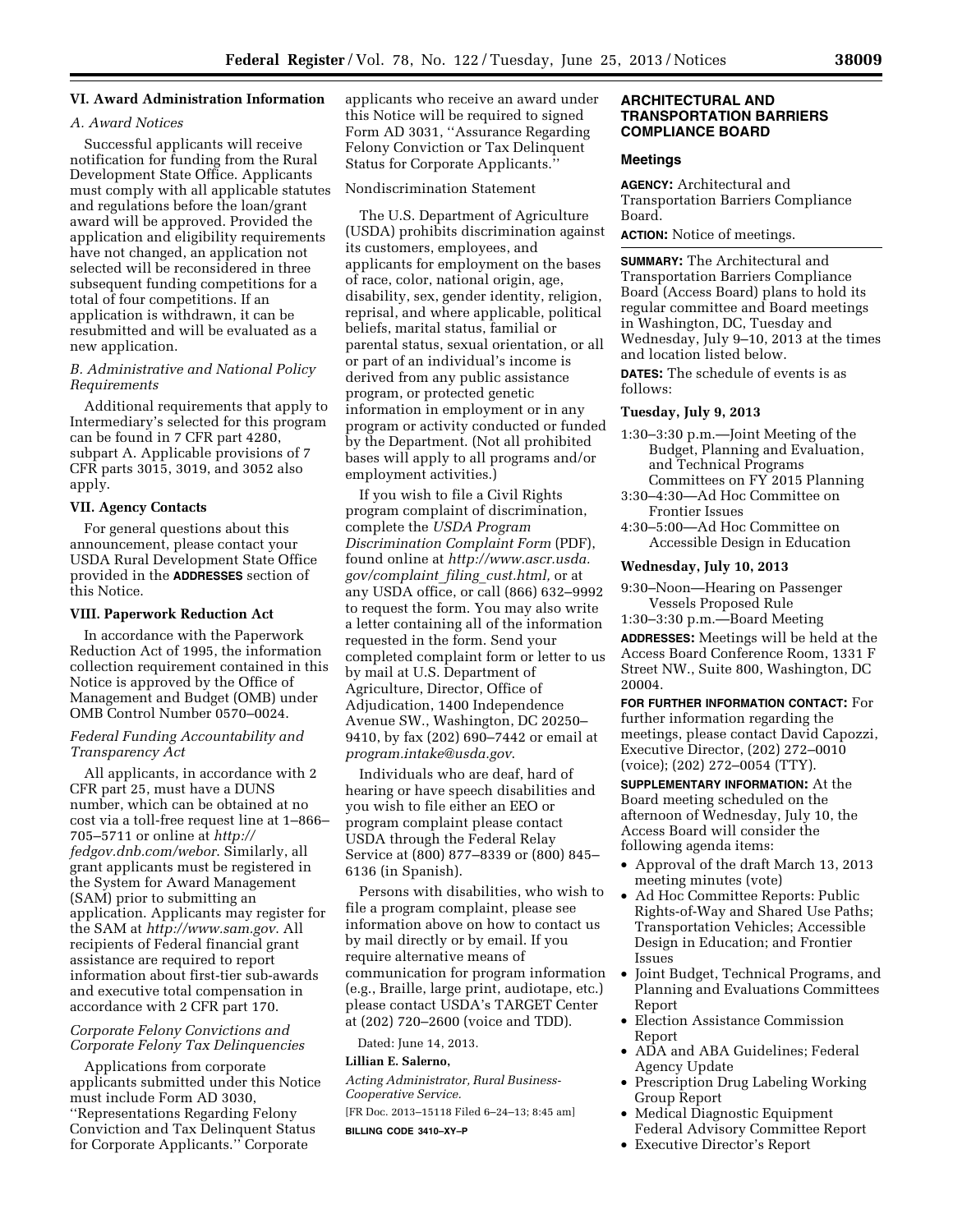### VI. Award Administration Information

#### *A. Award Notices*

Successful applicants will receive notification for funding from the Rural Development State Office. Applicants must comply with all applicable statutes and regulations before the loan/grant award will be approved. Provided the application and eligibility requirements have not changed, an application not selected will be reconsidered in three subsequent funding competitions for a total of four competitions. If an application is withdrawn, it can be resubmitted and will be evaluated as a new application.

#### *B. Administrative and National Policy Requirements*

Additional requirements that apply to Intermediary's selected for this program can be found in 7 CFR part 4280, subpart A. Applicable provisions of 7 CFR parts 3015, 3019, and 3052 also apply.

### VII. Agency Contacts

For general questions about this announcement, please contact your USDA Rural Development State Office provided in the **ADDRESSES** section of this Notice.

### VIII. Paperwork Reduction Act

In accordance with the Paperwork Reduction Act of 1995, the information collection requirement contained in this Notice is approved by the Office of Management and Budget (OMB) under OMB Control Number 0570–0024.

#### *Federal Funding Accountability and Transparency Act*

All applicants, in accordance with 2 CFR part 25, must have a DUNS number, which can be obtained at no cost via a toll-free request line at 1–866–705–5711 or online at *http://fedgov.dnb.com/webor*. Similarly, all grant applicants must be registered in the System for Award Management (SAM) prior to submitting an application. Applicants may register for the SAM at *http://www.sam.gov*. All recipients of Federal financial grant assistance are required to report information about first-tier sub-awards and executive total compensation in accordance with 2 CFR part 170.

#### *Corporate Felony Convictions and Corporate Felony Tax Delinquencies*

Applications from corporate applicants submitted under this Notice must include Form AD 3030, ''Representations Regarding Felony Conviction and Tax Delinquent Status for Corporate Applicants.'' Corporate applicants who receive an award under this Notice will be required to signed Form AD 3031, ''Assurance Regarding Felony Conviction or Tax Delinquent Status for Corporate Applicants.''

Nondiscrimination Statement

The U.S. Department of Agriculture (USDA) prohibits discrimination against its customers, employees, and applicants for employment on the bases of race, color, national origin, age, disability, sex, gender identity, religion, reprisal, and where applicable, political beliefs, marital status, familial or parental status, sexual orientation, or all or part of an individual's income is derived from any public assistance program, or protected genetic information in employment or in any program or activity conducted or funded by the Department. (Not all prohibited bases will apply to all programs and/or employment activities.)

If you wish to file a Civil Rights program complaint of discrimination, complete the *USDA Program Discrimination Complaint Form* (PDF), found online at *http://www.ascr.usda.gov/complaint_filing_cust.html,* or at any USDA office, or call (866) 632–9992 to request the form. You may also write a letter containing all of the information requested in the form. Send your completed complaint form or letter to us by mail at U.S. Department of Agriculture, Director, Office of Adjudication, 1400 Independence Avenue SW., Washington, DC 20250–9410, by fax (202) 690–7442 or email at *program.intake@usda.gov*.

Individuals who are deaf, hard of hearing or have speech disabilities and you wish to file either an EEO or program complaint please contact USDA through the Federal Relay Service at (800) 877–8339 or (800) 845–6136 (in Spanish).

Persons with disabilities, who wish to file a program complaint, please see information above on how to contact us by mail directly or by email. If you require alternative means of communication for program information (e.g., Braille, large print, audiotape, etc.) please contact USDA's TARGET Center at (202) 720–2600 (voice and TDD).

Dated: June 14, 2013.

**Lillian E. Salerno,**

*Acting Administrator, Rural Business-Cooperative Service.*

[FR Doc. 2013–15118 Filed 6–24–13; 8:45 am]

**BILLING CODE 3410–XY–P**

## ARCHITECTURAL AND TRANSPORTATION BARRIERS COMPLIANCE BOARD

### Meetings

**AGENCY:** Architectural and Transportation Barriers Compliance Board.

**ACTION:** Notice of meetings.

**SUMMARY:** The Architectural and Transportation Barriers Compliance Board (Access Board) plans to hold its regular committee and Board meetings in Washington, DC, Tuesday and Wednesday, July 9–10, 2013 at the times and location listed below.

**DATES:** The schedule of events is as follows:

#### Tuesday, July 9, 2013

- 1:30–3:30 p.m.—Joint Meeting of the Budget, Planning and Evaluation, and Technical Programs Committees on FY 2015 Planning
- 3:30–4:30—Ad Hoc Committee on Frontier Issues
- 4:30–5:00—Ad Hoc Committee on Accessible Design in Education

#### Wednesday, July 10, 2013

- 9:30–Noon—Hearing on Passenger Vessels Proposed Rule
- 1:30–3:30 p.m.—Board Meeting

**ADDRESSES:** Meetings will be held at the Access Board Conference Room, 1331 F Street NW., Suite 800, Washington, DC 20004.

**FOR FURTHER INFORMATION CONTACT:** For further information regarding the meetings, please contact David Capozzi, Executive Director, (202) 272–0010 (voice); (202) 272–0054 (TTY).

**SUPPLEMENTARY INFORMATION:** At the Board meeting scheduled on the afternoon of Wednesday, July 10, the Access Board will consider the following agenda items:

- Approval of the draft March 13, 2013 meeting minutes (vote)
- Ad Hoc Committee Reports: Public Rights-of-Way and Shared Use Paths; Transportation Vehicles; Accessible Design in Education; and Frontier Issues
- Joint Budget, Technical Programs, and Planning and Evaluations Committees Report
- Election Assistance Commission Report
- ADA and ABA Guidelines; Federal Agency Update
- Prescription Drug Labeling Working Group Report
- Medical Diagnostic Equipment Federal Advisory Committee Report
- Executive Director's Report